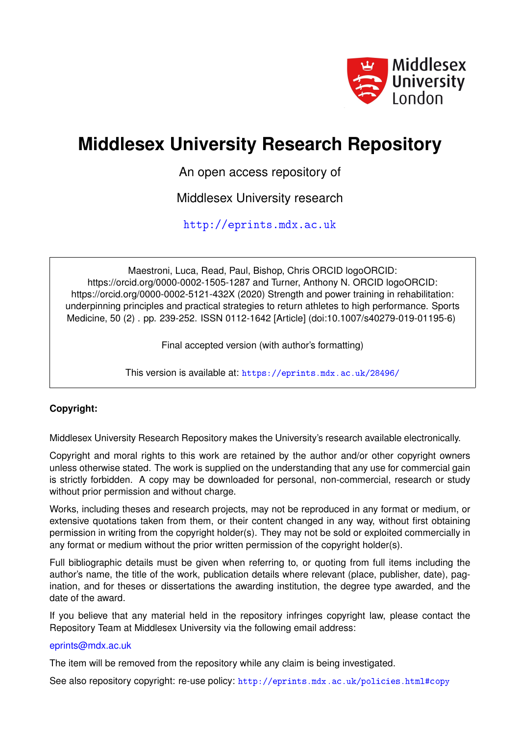Middlesex University London

# Middlesex University Research Repository

An open access repository of

Middlesex University research

http://eprints.mdx.ac.uk

Maestroni, Luca, Read, Paul, Bishop, Chris ORCID logoORCID: https://orcid.org/0000-0002-1505-1287 and Turner, Anthony N. ORCID logoORCID: https://orcid.org/0000-0002-5121-432X (2020) Strength and power training in rehabilitation: underpinning principles and practical strategies to return athletes to high performance. Sports Medicine, 50 (2) . pp. 239-252. ISSN 0112-1642 [Article] (doi:10.1007/s40279-019-01195-6)

Final accepted version (with author's formatting)

This version is available at: https://eprints.mdx.ac.uk/28496/

**Copyright:**

Middlesex University Research Repository makes the University's research available electronically.

Copyright and moral rights to this work are retained by the author and/or other copyright owners unless otherwise stated. The work is supplied on the understanding that any use for commercial gain is strictly forbidden. A copy may be downloaded for personal, non-commercial, research or study without prior permission and without charge.

Works, including theses and research projects, may not be reproduced in any format or medium, or extensive quotations taken from them, or their content changed in any way, without first obtaining permission in writing from the copyright holder(s). They may not be sold or exploited commercially in any format or medium without the prior written permission of the copyright holder(s).

Full bibliographic details must be given when referring to, or quoting from full items including the author's name, the title of the work, publication details where relevant (place, publisher, date), pagination, and for theses or dissertations the awarding institution, the degree type awarded, and the date of the award.

If you believe that any material held in the repository infringes copyright law, please contact the Repository Team at Middlesex University via the following email address:

eprints@mdx.ac.uk

The item will be removed from the repository while any claim is being investigated.

See also repository copyright: re-use policy: http://eprints.mdx.ac.uk/policies.html#copy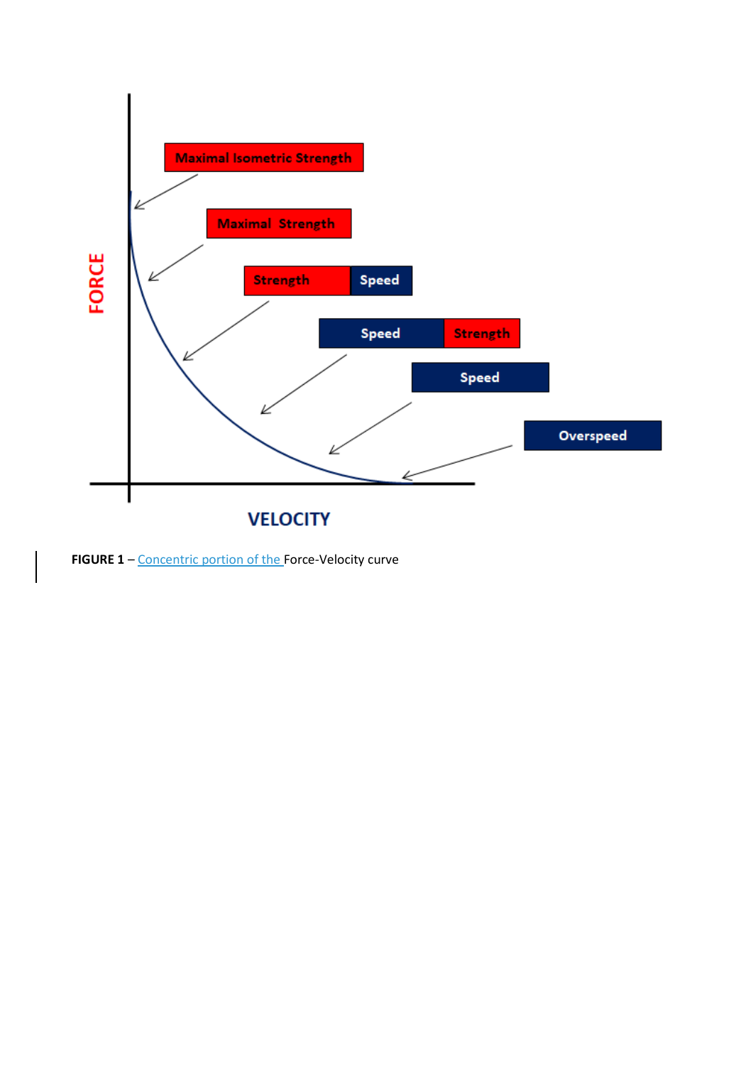Maximal Isometric Strength

Maximal Strength

Strength Speed

Speed Strength

Speed

Overspeed

FORCE

VELOCITY

**FIGURE 1** – Concentric portion of the Force-Velocity curve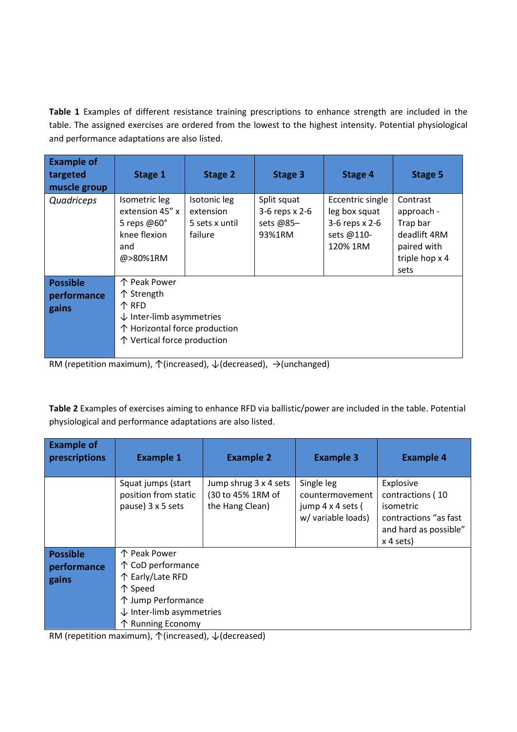**Table 1** Examples of different resistance training prescriptions to enhance strength are included in the table. The assigned exercises are ordered from the lowest to the highest intensity. Potential physiological and performance adaptations are also listed.

| Example of targeted muscle group | Stage 1 | Stage 2 | Stage 3 | Stage 4 | Stage 5 |
|---|---|---|---|---|---|
| *Quadriceps* | Isometric leg extension 45" x 5 reps @60° knee flexion and @>80%1RM | Isotonic leg extension 5 sets x until failure | Split squat 3-6 reps x 2-6 sets @85–93%1RM | Eccentric single leg box squat 3-6 reps x 2-6 sets @110-120% 1RM | Contrast approach - Trap bar deadlift 4RM paired with triple hop x 4 sets |
| **Possible performance gains** | ↑ Peak Power<br>↑ Strength<br>↑ RFD<br>↓ Inter-limb asymmetries<br>↑ Horizontal force production<br>↑ Vertical force production | | | | |

RM (repetition maximum), ↑(increased), ↓(decreased), →(unchanged)

**Table 2** Examples of exercises aiming to enhance RFD via ballistic/power are included in the table. Potential physiological and performance adaptations are also listed.

| Example of prescriptions | Example 1 | Example 2 | Example 3 | Example 4 |
|---|---|---|---|---|
| | Squat jumps (start position from static pause) 3 x 5 sets | Jump shrug 3 x 4 sets (30 to 45% 1RM of the Hang Clean) | Single leg countermovement jump 4 x 4 sets ( w/ variable loads) | Explosive contractions ( 10 isometric contractions "as fast and hard as possible" x 4 sets) |
| **Possible performance gains** | ↑ Peak Power<br>↑ CoD performance<br>↑ Early/Late RFD<br>↑ Speed<br>↑ Jump Performance<br>↓ Inter-limb asymmetries<br>↑ Running Economy | | | |

RM (repetition maximum), ↑(increased), ↓(decreased)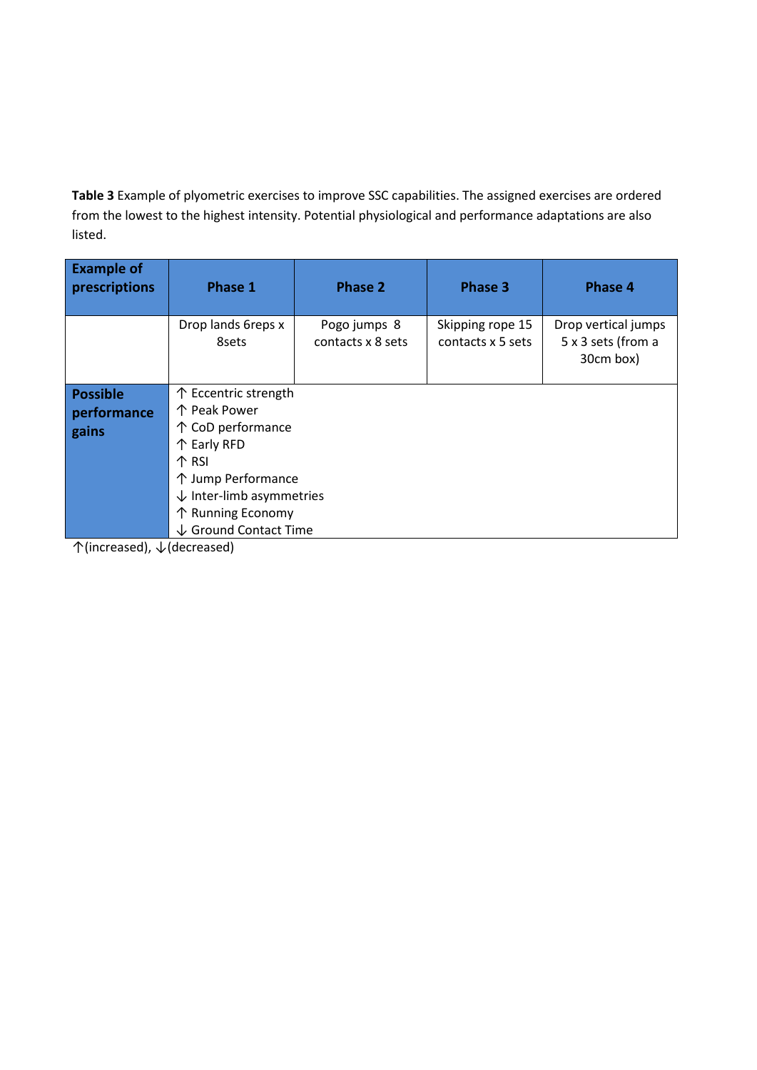**Table 3** Example of plyometric exercises to improve SSC capabilities. The assigned exercises are ordered from the lowest to the highest intensity. Potential physiological and performance adaptations are also listed.

| **Example of prescriptions** | **Phase 1** | **Phase 2** | **Phase 3** | **Phase 4** |
|---|---|---|---|---|
| | Drop lands 6reps x 8sets | Pogo jumps 8 contacts x 8 sets | Skipping rope 15 contacts x 5 sets | Drop vertical jumps 5 x 3 sets (from a 30cm box) |
| **Possible performance gains** | ↑ Eccentric strength<br>↑ Peak Power<br>↑ CoD performance<br>↑ Early RFD<br>↑ RSI<br>↑ Jump Performance<br>↓ Inter-limb asymmetries<br>↑ Running Economy<br>↓ Ground Contact Time | | | |

↑(increased), ↓(decreased)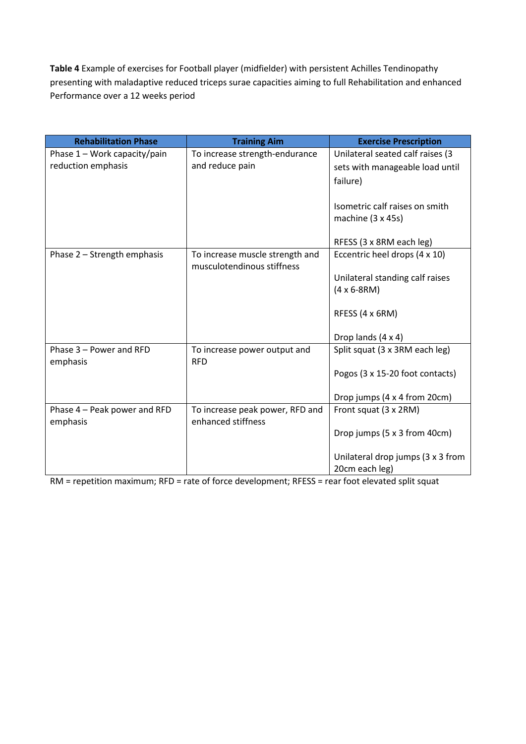**Table 4** Example of exercises for Football player (midfielder) with persistent Achilles Tendinopathy presenting with maladaptive reduced triceps surae capacities aiming to full Rehabilitation and enhanced Performance over a 12 weeks period

| Rehabilitation Phase | Training Aim | Exercise Prescription |
|---|---|---|
| Phase 1 – Work capacity/pain reduction emphasis | To increase strength-endurance and reduce pain | Unilateral seated calf raises (3 sets with manageable load until failure)<br><br>Isometric calf raises on smith machine (3 x 45s)<br><br>RFESS (3 x 8RM each leg) |
| Phase 2 – Strength emphasis | To increase muscle strength and musculotendinous stiffness | Eccentric heel drops (4 x 10)<br><br>Unilateral standing calf raises (4 x 6-8RM)<br><br>RFESS (4 x 6RM)<br><br>Drop lands (4 x 4) |
| Phase 3 – Power and RFD emphasis | To increase power output and RFD | Split squat (3 x 3RM each leg)<br><br>Pogos (3 x 15-20 foot contacts)<br><br>Drop jumps (4 x 4 from 20cm) |
| Phase 4 – Peak power and RFD emphasis | To increase peak power, RFD and enhanced stiffness | Front squat (3 x 2RM)<br><br>Drop jumps (5 x 3 from 40cm)<br><br>Unilateral drop jumps (3 x 3 from 20cm each leg) |

RM = repetition maximum; RFD = rate of force development; RFESS = rear foot elevated split squat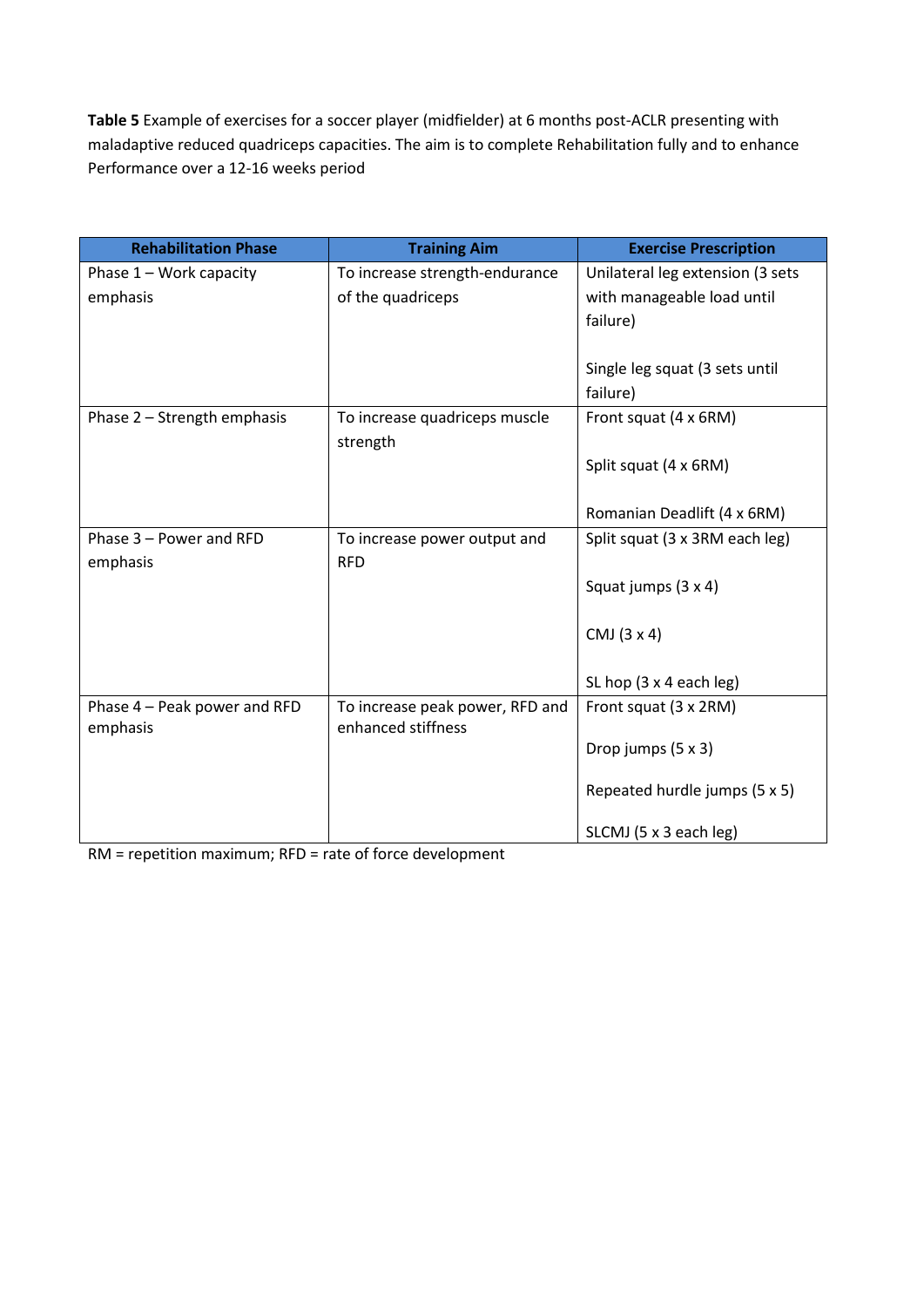**Table 5** Example of exercises for a soccer player (midfielder) at 6 months post-ACLR presenting with maladaptive reduced quadriceps capacities. The aim is to complete Rehabilitation fully and to enhance Performance over a 12-16 weeks period

| Rehabilitation Phase | Training Aim | Exercise Prescription |
|---|---|---|
| Phase 1 – Work capacity emphasis | To increase strength-endurance of the quadriceps | Unilateral leg extension (3 sets with manageable load until failure)<br><br>Single leg squat (3 sets until failure) |
| Phase 2 – Strength emphasis | To increase quadriceps muscle strength | Front squat (4 x 6RM)<br><br>Split squat (4 x 6RM)<br><br>Romanian Deadlift (4 x 6RM) |
| Phase 3 – Power and RFD emphasis | To increase power output and RFD | Split squat (3 x 3RM each leg)<br><br>Squat jumps (3 x 4)<br><br>CMJ (3 x 4)<br><br>SL hop (3 x 4 each leg) |
| Phase 4 – Peak power and RFD emphasis | To increase peak power, RFD and enhanced stiffness | Front squat (3 x 2RM)<br><br>Drop jumps (5 x 3)<br><br>Repeated hurdle jumps (5 x 5)<br><br>SLCMJ (5 x 3 each leg) |

RM = repetition maximum; RFD = rate of force development